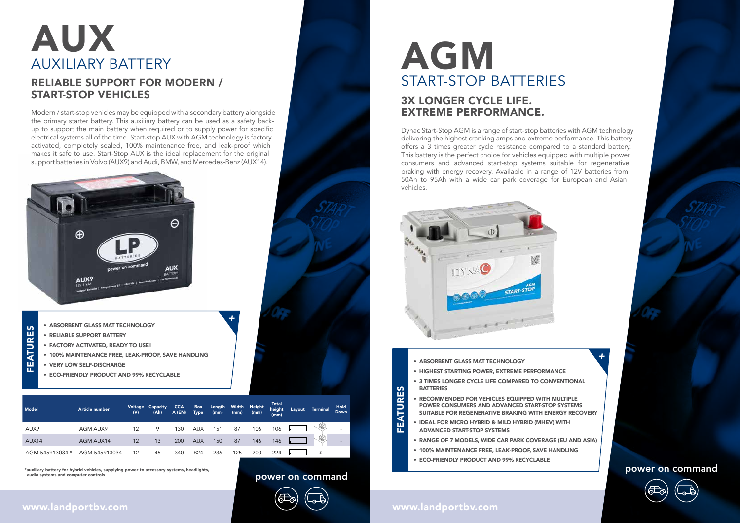# AUX

## AUXILIARY BATTERY

### RELIABLE SUPPORT FOR MODERN / START-STOP VEHICLES

Modern / start-stop vehicles may be equipped with a secondary battery alongside the primary starter battery. This auxiliary battery can be used as a safety back-up to support the main battery when required or to supply power for specific electrical systems all of the time. Start-stop AUX with AGM technology is factory activated, completely sealed, 100% maintenance free, and leak-proof which makes it safe to use. Start-Stop AUX is the ideal replacement for the original support batteries in Volvo (AUX9) and Audi, BMW, and Mercedes-Benz (AUX14).

**FEATURES**

- ABSORBENT GLASS MAT TECHNOLOGY
- RELIABLE SUPPORT BATTERY
- FACTORY ACTIVATED, READY TO USE!
- 100% MAINTENANCE FREE, LEAK-PROOF, SAVE HANDLING
- VERY LOW SELF-DISCHARGE
- ECO-FRIENDLY PRODUCT AND 99% RECYCLABLE

| Model | Article number | Voltage (V) | Capacity (Ah) | CCA A (EN) | Box Type | Length (mm) | Width (mm) | Height (mm) | Total height (mm) | Layout | Terminal | Hold Down |
|---|---|---|---|---|---|---|---|---|---|---|---|---|
| AUX9 | AGM AUX9 | 12 | 9 | 130 | AUX | 151 | 87 | 106 | 106 | | | - |
| AUX14 | AGM AUX14 | 12 | 13 | 200 | AUX | 150 | 87 | 146 | 146 | | | - |
| AGM 545913034 * | AGM 545913034 | 12 | 45 | 340 | B24 | 236 | 125 | 200 | 224 | | 3 | - |

*auxiliary battery for hybrid vehicles, supplying power to accessory systems, headlights, audio systems and computer controls

power on command

www.landportbv.com

# AGM

## START-STOP BATTERIES

### 3X LONGER CYCLE LIFE. EXTREME PERFORMANCE.

Dynac Start-Stop AGM is a range of start-stop batteries with AGM technology delivering the highest cranking amps and extreme performance. This battery offers a 3 times greater cycle resistance compared to a standard battery. This battery is the perfect choice for vehicles equipped with multiple power consumers and advanced start-stop systems suitable for regenerative braking with energy recovery. Available in a range of 12V batteries from 50Ah to 95Ah with a wide car park coverage for European and Asian vehicles.

**FEATURES**

- ABSORBENT GLASS MAT TECHNOLOGY
- HIGHEST STARTING POWER, EXTREME PERFORMANCE
- 3 TIMES LONGER CYCLE LIFE COMPARED TO CONVENTIONAL BATTERIES
- RECOMMENDED FOR VEHICLES EQUIPPED WITH MULTIPLE POWER CONSUMERS AND ADVANCED START-STOP SYSTEMS SUITABLE FOR REGENERATIVE BRAKING WITH ENERGY RECOVERY
- IDEAL FOR MICRO HYBRID & MILD HYBRID (MHEV) WITH ADVANCED START-STOP SYSTEMS
- RANGE OF 7 MODELS, WIDE CAR PARK COVERAGE (EU AND ASIA)
- 100% MAINTENANCE FREE, LEAK-PROOF, SAVE HANDLING
- ECO-FRIENDLY PRODUCT AND 99% RECYCLABLE

power on command

www.landportbv.com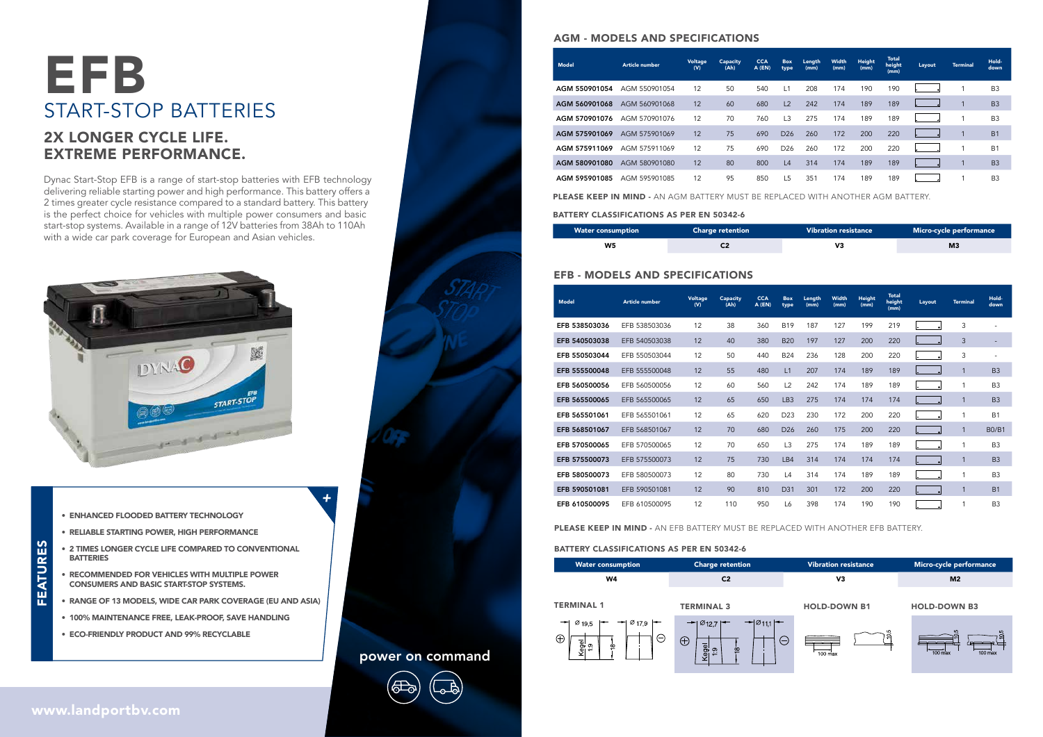# EFB

## START-STOP BATTERIES

### 2X LONGER CYCLE LIFE. EXTREME PERFORMANCE.

Dynac Start-Stop EFB is a range of start-stop batteries with EFB technology delivering reliable starting power and high performance. This battery offers a 2 times greater cycle resistance compared to a standard battery. This battery is the perfect choice for vehicles with multiple power consumers and basic start-stop systems. Available in a range of 12V batteries from 38Ah to 110Ah with a wide car park coverage for European and Asian vehicles.

**FEATURES**

- ENHANCED FLOODED BATTERY TECHNOLOGY
- RELIABLE STARTING POWER, HIGH PERFORMANCE
- 2 TIMES LONGER CYCLE LIFE COMPARED TO CONVENTIONAL BATTERIES
- RECOMMENDED FOR VEHICLES WITH MULTIPLE POWER CONSUMERS AND BASIC START-STOP SYSTEMS.
- RANGE OF 13 MODELS, WIDE CAR PARK COVERAGE (EU AND ASIA)
- 100% MAINTENANCE FREE, LEAK-PROOF, SAVE HANDLING
- ECO-FRIENDLY PRODUCT AND 99% RECYCLABLE

power on command

www.landportbv.com

## AGM - MODELS AND SPECIFICATIONS

| Model | Article number | Voltage (V) | Capacity (Ah) | CCA A (EN) | Box type | Length (mm) | Width (mm) | Height (mm) | Total height (mm) | Layout | Terminal | Hold-down |
|---|---|---|---|---|---|---|---|---|---|---|---|---|
| AGM 550901054 | AGM 550901054 | 12 | 50 | 540 | L1 | 208 | 174 | 190 | 190 | | 1 | B3 |
| AGM 560901068 | AGM 560901068 | 12 | 60 | 680 | L2 | 242 | 174 | 189 | 189 | | 1 | B3 |
| AGM 570901076 | AGM 570901076 | 12 | 70 | 760 | L3 | 275 | 174 | 189 | 189 | | 1 | B3 |
| AGM 575901069 | AGM 575901069 | 12 | 75 | 690 | D26 | 260 | 172 | 200 | 220 | | 1 | B1 |
| AGM 575911069 | AGM 575911069 | 12 | 75 | 690 | D26 | 260 | 172 | 200 | 220 | | 1 | B1 |
| AGM 580901080 | AGM 580901080 | 12 | 80 | 800 | L4 | 314 | 174 | 189 | 189 | | 1 | B3 |
| AGM 595901085 | AGM 595901085 | 12 | 95 | 850 | L5 | 351 | 174 | 189 | 189 | | 1 | B3 |

**PLEASE KEEP IN MIND -** AN AGM BATTERY MUST BE REPLACED WITH ANOTHER AGM BATTERY.

**BATTERY CLASSIFICATIONS AS PER EN 50342-6**

| Water consumption | Charge retention | Vibration resistance | Micro-cycle performance |
|---|---|---|---|
| W5 | C2 | V3 | M3 |

## EFB - MODELS AND SPECIFICATIONS

| Model | Article number | Voltage (V) | Capacity (Ah) | CCA A (EN) | Box type | Length (mm) | Width (mm) | Height (mm) | Total height (mm) | Layout | Terminal | Hold-down |
|---|---|---|---|---|---|---|---|---|---|---|---|---|
| EFB 538503036 | EFB 538503036 | 12 | 38 | 360 | B19 | 187 | 127 | 199 | 219 | | 3 | - |
| EFB 540503038 | EFB 540503038 | 12 | 40 | 380 | B20 | 197 | 127 | 200 | 220 | | 3 | - |
| EFB 550503044 | EFB 550503044 | 12 | 50 | 440 | B24 | 236 | 128 | 200 | 220 | | 3 | - |
| EFB 555500048 | EFB 555500048 | 12 | 55 | 480 | L1 | 207 | 174 | 189 | 189 | | 1 | B3 |
| EFB 560500056 | EFB 560500056 | 12 | 60 | 560 | L2 | 242 | 174 | 189 | 189 | | 1 | B3 |
| EFB 565500065 | EFB 565500065 | 12 | 65 | 650 | LB3 | 275 | 174 | 174 | 174 | | 1 | B3 |
| EFB 565501061 | EFB 565501061 | 12 | 65 | 620 | D23 | 230 | 172 | 200 | 220 | | 1 | B1 |
| EFB 568501067 | EFB 568501067 | 12 | 70 | 680 | D26 | 260 | 175 | 200 | 220 | | 1 | B0/B1 |
| EFB 570500065 | EFB 570500065 | 12 | 70 | 650 | L3 | 275 | 174 | 189 | 189 | | 1 | B3 |
| EFB 575500073 | EFB 575500073 | 12 | 75 | 730 | LB4 | 314 | 174 | 174 | 174 | | 1 | B3 |
| EFB 580500073 | EFB 580500073 | 12 | 80 | 730 | L4 | 314 | 174 | 189 | 189 | | 1 | B3 |
| EFB 590501081 | EFB 590501081 | 12 | 90 | 810 | D31 | 301 | 172 | 200 | 220 | | 1 | B1 |
| EFB 610500095 | EFB 610500095 | 12 | 110 | 950 | L6 | 398 | 174 | 190 | 190 | | 1 | B3 |

**PLEASE KEEP IN MIND -** AN EFB BATTERY MUST BE REPLACED WITH ANOTHER EFB BATTERY.

**BATTERY CLASSIFICATIONS AS PER EN 50342-6**

| Water consumption | Charge retention | Vibration resistance | Micro-cycle performance |
|---|---|---|---|
| W4 | C2 | V3 | M2 |

**TERMINAL 1**

Ø 19,5
Ø 17,9
Kegel 1:9
18

**TERMINAL 3**

Ø12,7
Ø11,1
Kegel 1:9
18

**HOLD-DOWN B1**

100 max
10,5

**HOLD-DOWN B3**

100 max
10,5